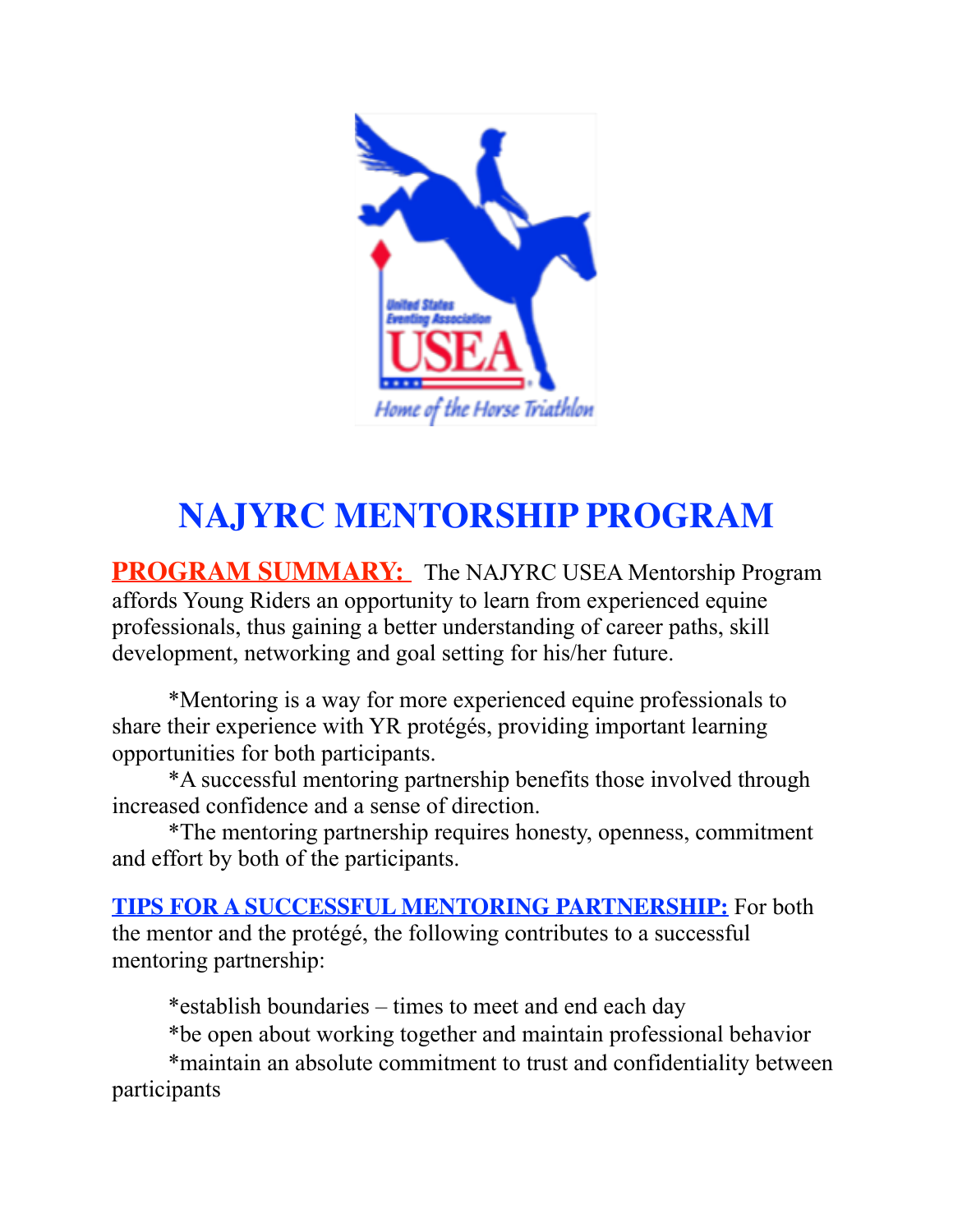# NAJYRC MENTORSHIP PROGRAM

**PROGRAM SUMMARY:** The NAJYRC USEA Mentorship Program affords Young Riders an opportunity to learn from experienced equine professionals, thus gaining a better understanding of career paths, skill development, networking and goal setting for his/her future.

*Mentoring is a way for more experienced equine professionals to share their experience with YR protégés, providing important learning opportunities for both participants.

*A successful mentoring partnership benefits those involved through increased confidence and a sense of direction.

*The mentoring partnership requires honesty, openness, commitment and effort by both of the participants.

**TIPS FOR A SUCCESSFUL MENTORING PARTNERSHIP:** For both the mentor and the protégé, the following contributes to a successful mentoring partnership:

*establish boundaries – times to meet and end each day

*be open about working together and maintain professional behavior

*maintain an absolute commitment to trust and confidentiality between participants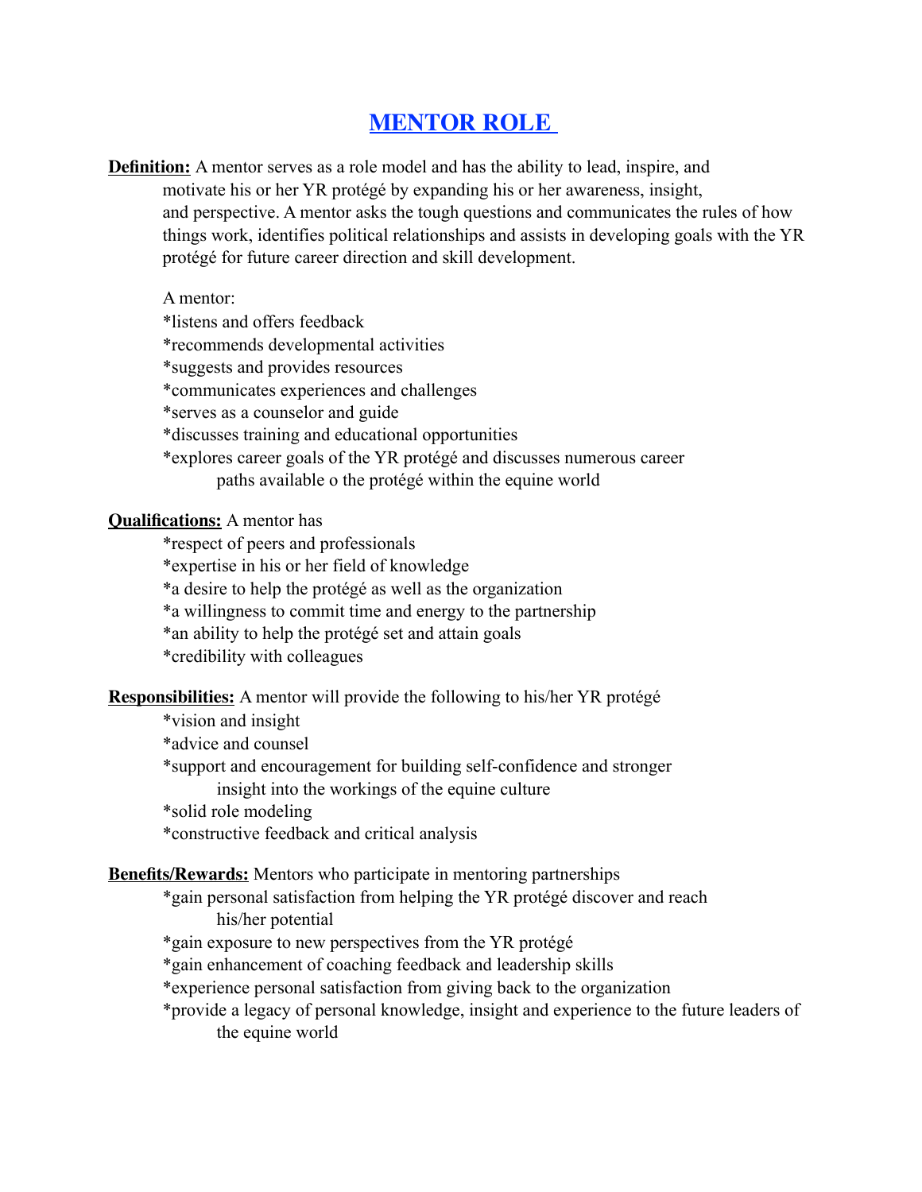# MENTOR ROLE

**Definition:** A mentor serves as a role model and has the ability to lead, inspire, and motivate his or her YR protégé by expanding his or her awareness, insight, and perspective. A mentor asks the tough questions and communicates the rules of how things work, identifies political relationships and assists in developing goals with the YR protégé for future career direction and skill development.

A mentor:

*listens and offers feedback
*recommends developmental activities
*suggests and provides resources
*communicates experiences and challenges
*serves as a counselor and guide
*discusses training and educational opportunities
*explores career goals of the YR protégé and discusses numerous career paths available o the protégé within the equine world

**Qualifications:** A mentor has

*respect of peers and professionals
*expertise in his or her field of knowledge
*a desire to help the protégé as well as the organization
*a willingness to commit time and energy to the partnership
*an ability to help the protégé set and attain goals
*credibility with colleagues

**Responsibilities:** A mentor will provide the following to his/her YR protégé

*vision and insight
*advice and counsel
*support and encouragement for building self-confidence and stronger insight into the workings of the equine culture
*solid role modeling
*constructive feedback and critical analysis

**Benefits/Rewards:** Mentors who participate in mentoring partnerships

*gain personal satisfaction from helping the YR protégé discover and reach his/her potential
*gain exposure to new perspectives from the YR protégé
*gain enhancement of coaching feedback and leadership skills
*experience personal satisfaction from giving back to the organization
*provide a legacy of personal knowledge, insight and experience to the future leaders of the equine world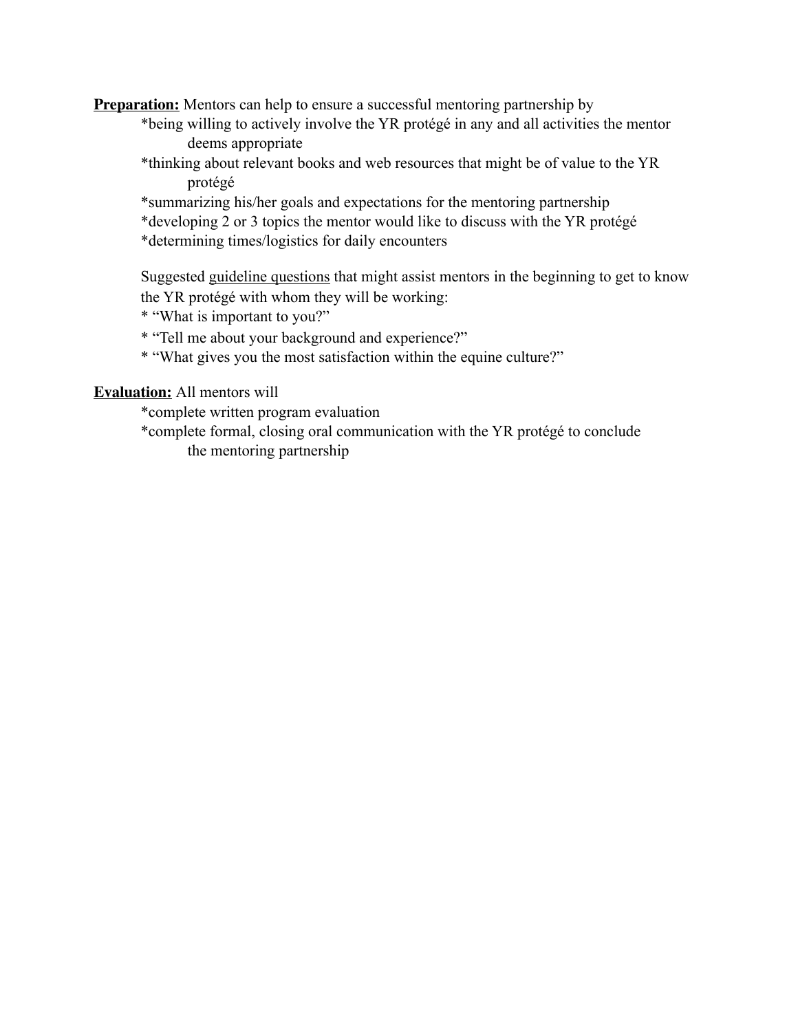**<u>Preparation:</u>** Mentors can help to ensure a successful mentoring partnership by

*being willing to actively involve the YR protégé in any and all activities the mentor deems appropriate
*thinking about relevant books and web resources that might be of value to the YR protégé
*summarizing his/her goals and expectations for the mentoring partnership
*developing 2 or 3 topics the mentor would like to discuss with the YR protégé
*determining times/logistics for daily encounters

Suggested <u>guideline questions</u> that might assist mentors in the beginning to get to know the YR protégé with whom they will be working:

* "What is important to you?"
* "Tell me about your background and experience?"
* "What gives you the most satisfaction within the equine culture?"

**<u>Evaluation:</u>** All mentors will

*complete written program evaluation
*complete formal, closing oral communication with the YR protégé to conclude the mentoring partnership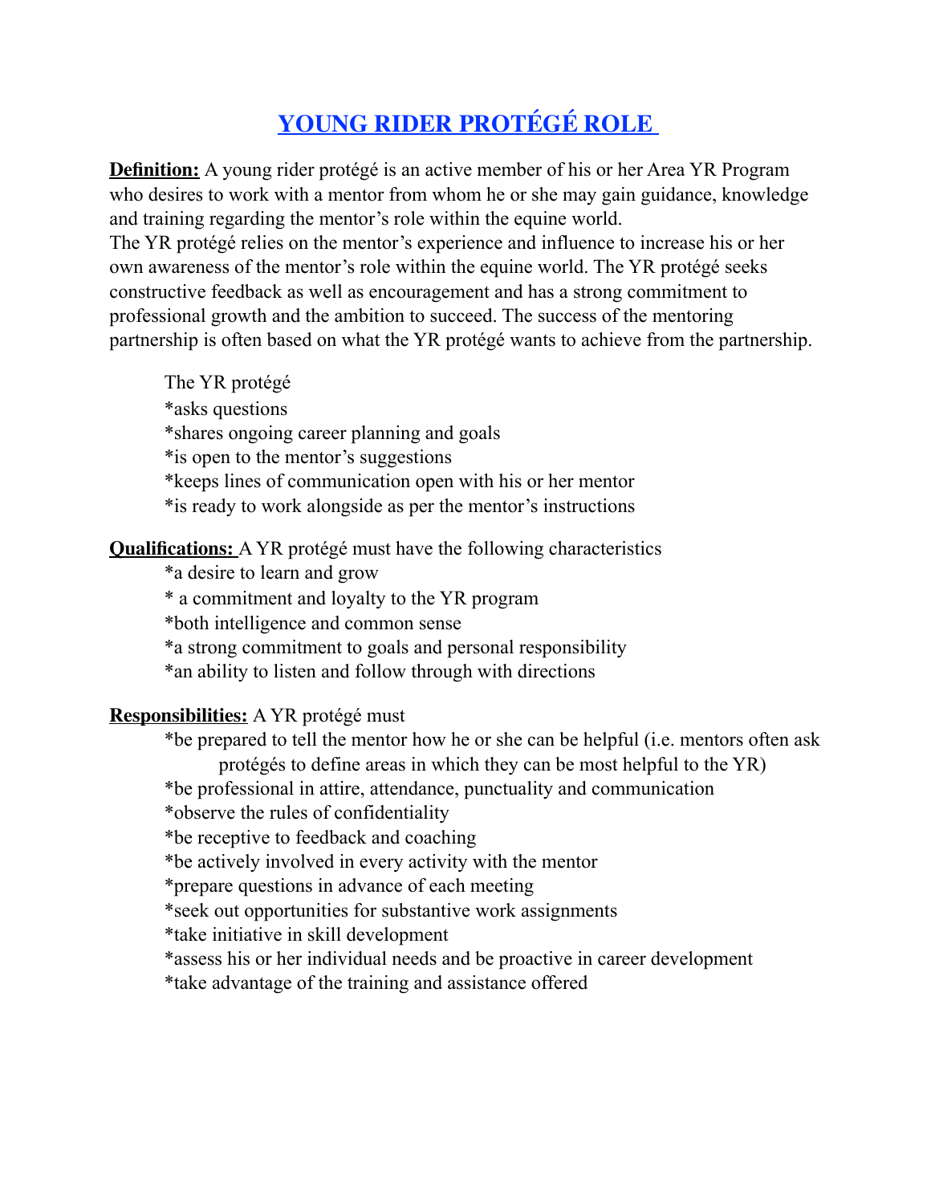# YOUNG RIDER PROTÉGÉ ROLE

**Definition:** A young rider protégé is an active member of his or her Area YR Program who desires to work with a mentor from whom he or she may gain guidance, knowledge and training regarding the mentor's role within the equine world.
The YR protégé relies on the mentor's experience and influence to increase his or her own awareness of the mentor's role within the equine world. The YR protégé seeks constructive feedback as well as encouragement and has a strong commitment to professional growth and the ambition to succeed. The success of the mentoring partnership is often based on what the YR protégé wants to achieve from the partnership.

The YR protégé
*asks questions
*shares ongoing career planning and goals
*is open to the mentor's suggestions
*keeps lines of communication open with his or her mentor
*is ready to work alongside as per the mentor's instructions

**Qualifications:** A YR protégé must have the following characteristics
*a desire to learn and grow
* a commitment and loyalty to the YR program
*both intelligence and common sense
*a strong commitment to goals and personal responsibility
*an ability to listen and follow through with directions

**Responsibilities:** A YR protégé must
*be prepared to tell the mentor how he or she can be helpful (i.e. mentors often ask protégés to define areas in which they can be most helpful to the YR)
*be professional in attire, attendance, punctuality and communication
*observe the rules of confidentiality
*be receptive to feedback and coaching
*be actively involved in every activity with the mentor
*prepare questions in advance of each meeting
*seek out opportunities for substantive work assignments
*take initiative in skill development
*assess his or her individual needs and be proactive in career development
*take advantage of the training and assistance offered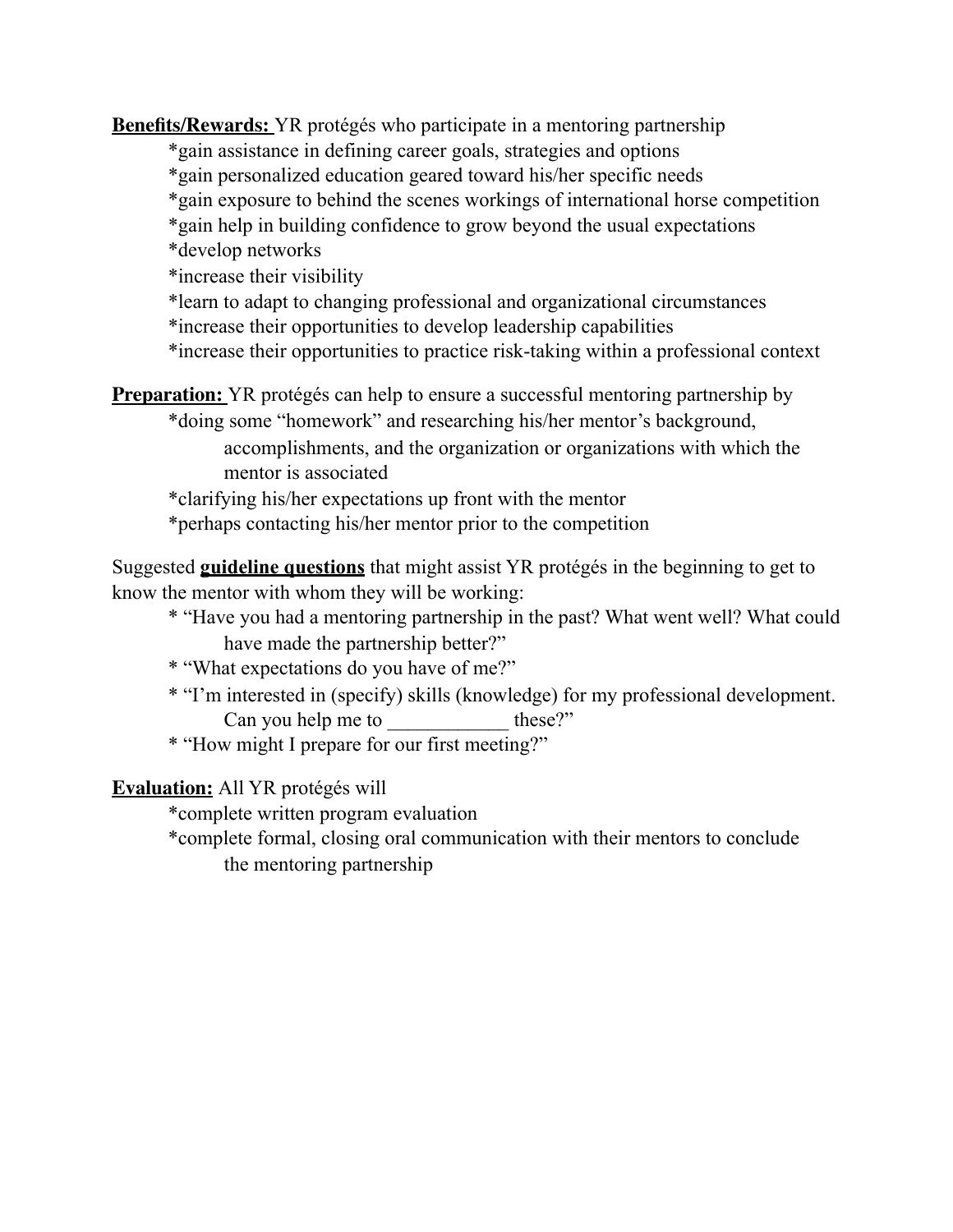**<u>Benefits/Rewards:</u>** YR protégés who participate in a mentoring partnership

*gain assistance in defining career goals, strategies and options
*gain personalized education geared toward his/her specific needs
*gain exposure to behind the scenes workings of international horse competition
*gain help in building confidence to grow beyond the usual expectations
*develop networks
*increase their visibility
*learn to adapt to changing professional and organizational circumstances
*increase their opportunities to develop leadership capabilities
*increase their opportunities to practice risk-taking within a professional context

**<u>Preparation:</u>** YR protégés can help to ensure a successful mentoring partnership by

*doing some "homework" and researching his/her mentor's background, accomplishments, and the organization or organizations with which the mentor is associated
*clarifying his/her expectations up front with the mentor
*perhaps contacting his/her mentor prior to the competition

Suggested **<u>guideline questions</u>** that might assist YR protégés in the beginning to get to know the mentor with whom they will be working:

* "Have you had a mentoring partnership in the past? What went well? What could have made the partnership better?"
* "What expectations do you have of me?"
* "I'm interested in (specify) skills (knowledge) for my professional development. Can you help me to ____________ these?"
* "How might I prepare for our first meeting?"

**<u>Evaluation:</u>** All YR protégés will

*complete written program evaluation
*complete formal, closing oral communication with their mentors to conclude the mentoring partnership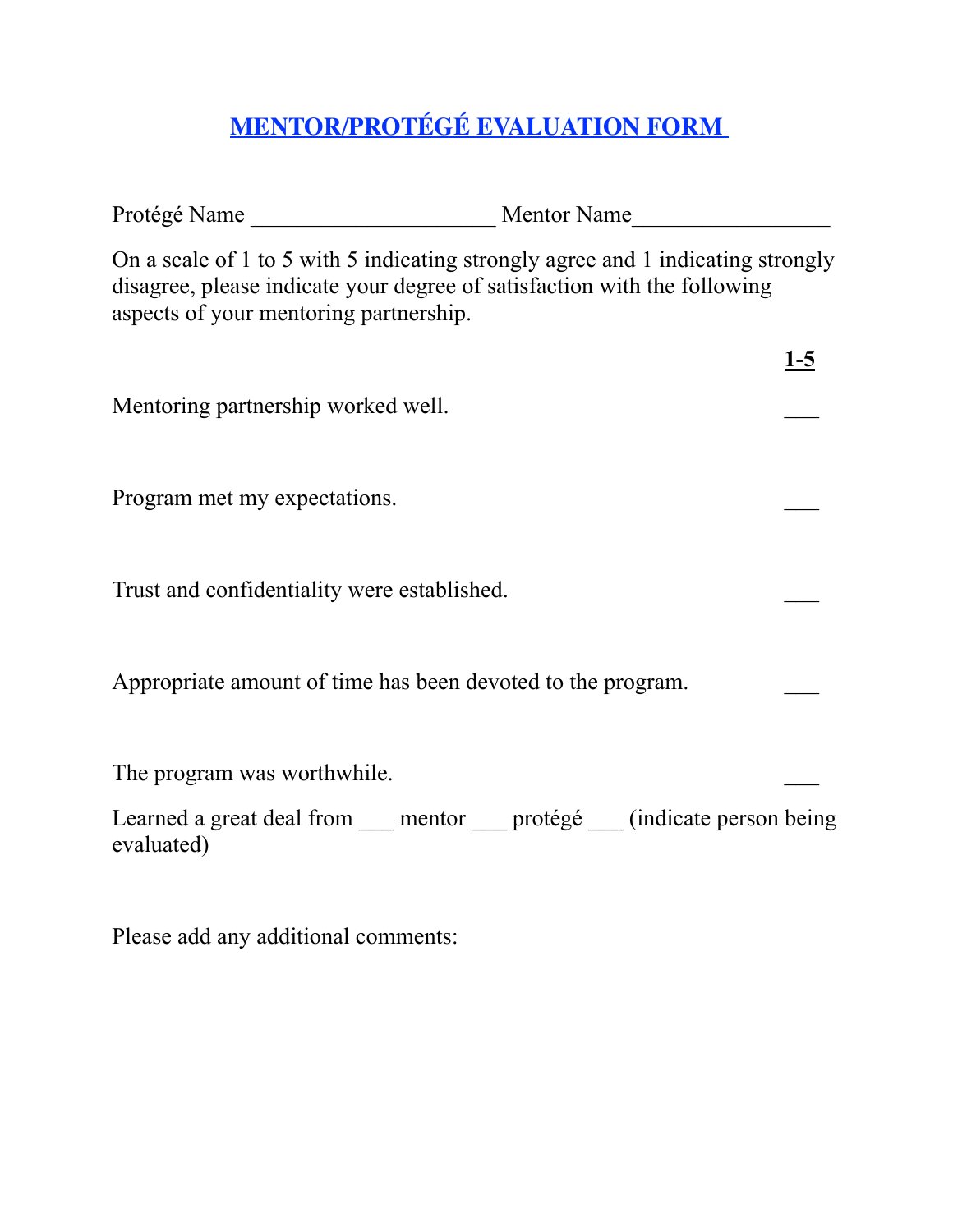# MENTOR/PROTÉGÉ EVALUATION FORM

Protégé Name ____________________ Mentor Name________________

On a scale of 1 to 5 with 5 indicating strongly agree and 1 indicating strongly disagree, please indicate your degree of satisfaction with the following aspects of your mentoring partnership.

| | **1-5** |
|---|---|
| Mentoring partnership worked well. | ___ |
| Program met my expectations. | ___ |
| Trust and confidentiality were established. | ___ |
| Appropriate amount of time has been devoted to the program. | ___ |
| The program was worthwhile. | ___ |

Learned a great deal from ___ mentor ___ protégé ___ (indicate person being evaluated)

Please add any additional comments: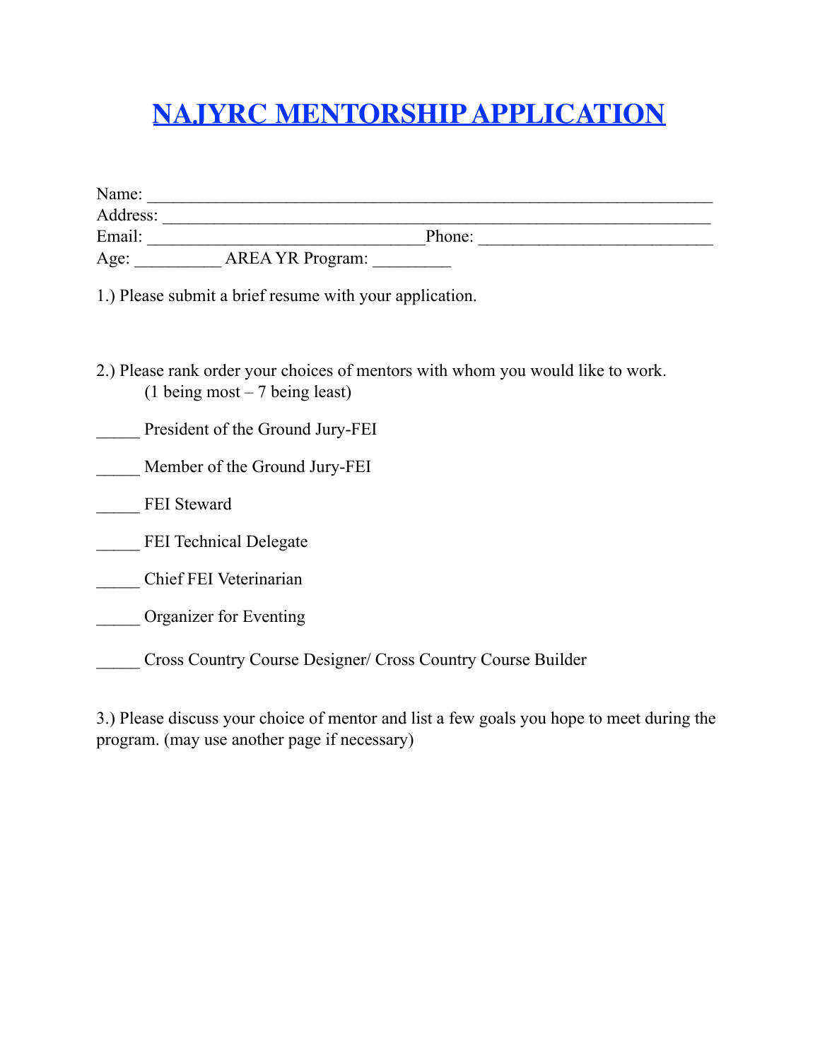# NAJYRC MENTORSHIP APPLICATION

Name: ______________________________________________________________
Address: ____________________________________________________________
Email: ______________________________Phone: _________________________
Age: _________ AREA YR Program: ________

1.) Please submit a brief resume with your application.

2.) Please rank order your choices of mentors with whom you would like to work. (1 being most – 7 being least)

_____ President of the Ground Jury-FEI

_____ Member of the Ground Jury-FEI

_____ FEI Steward

_____ FEI Technical Delegate

_____ Chief FEI Veterinarian

_____ Organizer for Eventing

_____ Cross Country Course Designer/ Cross Country Course Builder

3.) Please discuss your choice of mentor and list a few goals you hope to meet during the program. (may use another page if necessary)